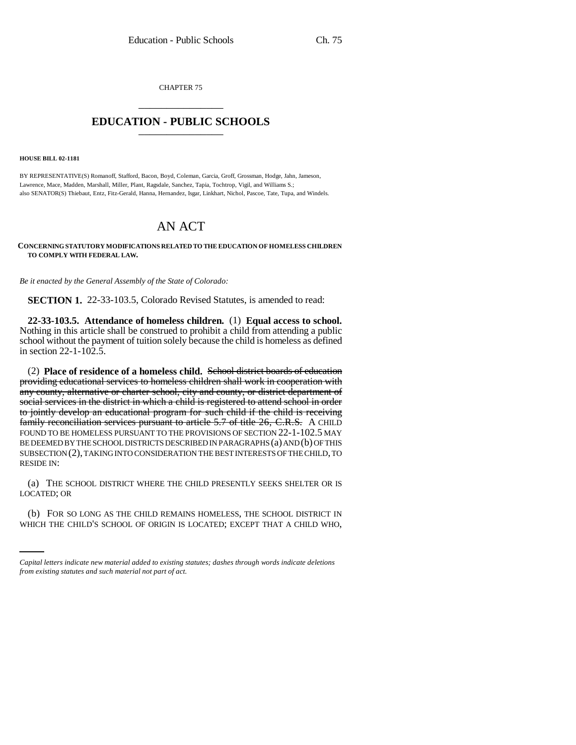CHAPTER 75

# EDUCATION - PUBLIC SCHOOLS

**HOUSE BILL 02-1181**

BY REPRESENTATIVE(S) Romanoff, Stafford, Bacon, Boyd, Coleman, Garcia, Groff, Grossman, Hodge, Jahn, Jameson, Lawrence, Mace, Madden, Marshall, Miller, Plant, Ragsdale, Sanchez, Tapia, Tochtrop, Vigil, and Williams S.; also SENATOR(S) Thiebaut, Entz, Fitz-Gerald, Hanna, Hernandez, Isgar, Linkhart, Nichol, Pascoe, Tate, Tupa, and Windels.

# AN ACT

**CONCERNING STATUTORY MODIFICATIONS RELATED TO THE EDUCATION OF HOMELESS CHILDREN TO COMPLY WITH FEDERAL LAW.**

*Be it enacted by the General Assembly of the State of Colorado:*

**SECTION 1.** 22-33-103.5, Colorado Revised Statutes, is amended to read:

**22-33-103.5. Attendance of homeless children.** (1) **Equal access to school.** Nothing in this article shall be construed to prohibit a child from attending a public school without the payment of tuition solely because the child is homeless as defined in section 22-1-102.5.

(2) **Place of residence of a homeless child.** ~~School district boards of education providing educational services to homeless children shall work in cooperation with any county, alternative or charter school, city and county, or district department of social services in the district in which a child is registered to attend school in order to jointly develop an educational program for such child if the child is receiving family reconciliation services pursuant to article 5.7 of title 26, C.R.S.~~ A CHILD FOUND TO BE HOMELESS PURSUANT TO THE PROVISIONS OF SECTION 22-1-102.5 MAY BE DEEMED BY THE SCHOOL DISTRICTS DESCRIBED IN PARAGRAPHS (a) AND (b) OF THIS SUBSECTION (2), TAKING INTO CONSIDERATION THE BEST INTERESTS OF THE CHILD, TO RESIDE IN:

(a) THE SCHOOL DISTRICT WHERE THE CHILD PRESENTLY SEEKS SHELTER OR IS LOCATED; OR

(b) FOR SO LONG AS THE CHILD REMAINS HOMELESS, THE SCHOOL DISTRICT IN WHICH THE CHILD'S SCHOOL OF ORIGIN IS LOCATED; EXCEPT THAT A CHILD WHO,

*Capital letters indicate new material added to existing statutes; dashes through words indicate deletions from existing statutes and such material not part of act.*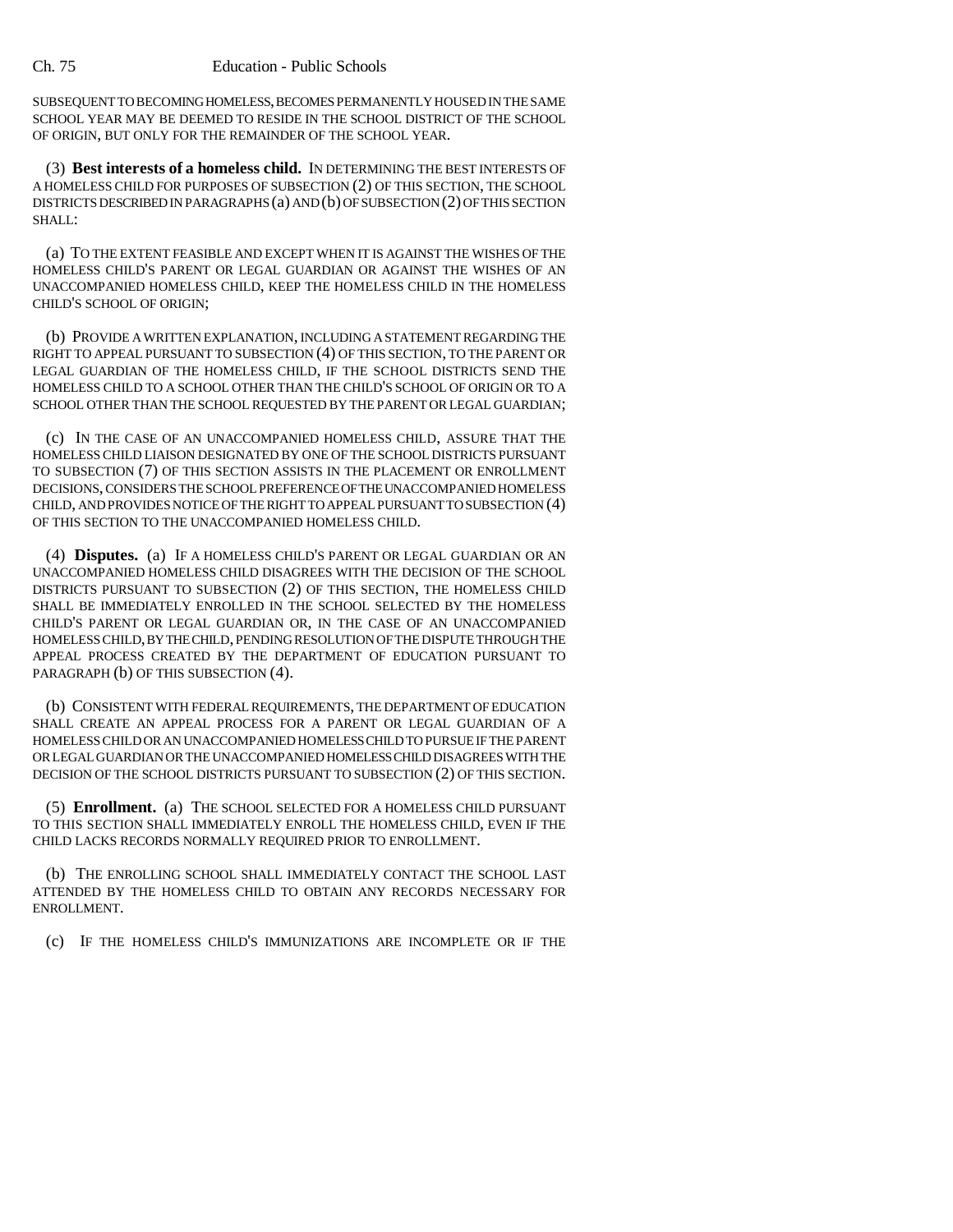SUBSEQUENT TO BECOMING HOMELESS, BECOMES PERMANENTLY HOUSED IN THE SAME SCHOOL YEAR MAY BE DEEMED TO RESIDE IN THE SCHOOL DISTRICT OF THE SCHOOL OF ORIGIN, BUT ONLY FOR THE REMAINDER OF THE SCHOOL YEAR.

(3) **Best interests of a homeless child.** IN DETERMINING THE BEST INTERESTS OF A HOMELESS CHILD FOR PURPOSES OF SUBSECTION (2) OF THIS SECTION, THE SCHOOL DISTRICTS DESCRIBED IN PARAGRAPHS (a) AND (b) OF SUBSECTION (2) OF THIS SECTION SHALL:

(a) TO THE EXTENT FEASIBLE AND EXCEPT WHEN IT IS AGAINST THE WISHES OF THE HOMELESS CHILD'S PARENT OR LEGAL GUARDIAN OR AGAINST THE WISHES OF AN UNACCOMPANIED HOMELESS CHILD, KEEP THE HOMELESS CHILD IN THE HOMELESS CHILD'S SCHOOL OF ORIGIN;

(b) PROVIDE A WRITTEN EXPLANATION, INCLUDING A STATEMENT REGARDING THE RIGHT TO APPEAL PURSUANT TO SUBSECTION (4) OF THIS SECTION, TO THE PARENT OR LEGAL GUARDIAN OF THE HOMELESS CHILD, IF THE SCHOOL DISTRICTS SEND THE HOMELESS CHILD TO A SCHOOL OTHER THAN THE CHILD'S SCHOOL OF ORIGIN OR TO A SCHOOL OTHER THAN THE SCHOOL REQUESTED BY THE PARENT OR LEGAL GUARDIAN;

(c) IN THE CASE OF AN UNACCOMPANIED HOMELESS CHILD, ASSURE THAT THE HOMELESS CHILD LIAISON DESIGNATED BY ONE OF THE SCHOOL DISTRICTS PURSUANT TO SUBSECTION (7) OF THIS SECTION ASSISTS IN THE PLACEMENT OR ENROLLMENT DECISIONS, CONSIDERS THE SCHOOL PREFERENCE OF THE UNACCOMPANIED HOMELESS CHILD, AND PROVIDES NOTICE OF THE RIGHT TO APPEAL PURSUANT TO SUBSECTION (4) OF THIS SECTION TO THE UNACCOMPANIED HOMELESS CHILD.

(4) **Disputes.** (a) IF A HOMELESS CHILD'S PARENT OR LEGAL GUARDIAN OR AN UNACCOMPANIED HOMELESS CHILD DISAGREES WITH THE DECISION OF THE SCHOOL DISTRICTS PURSUANT TO SUBSECTION (2) OF THIS SECTION, THE HOMELESS CHILD SHALL BE IMMEDIATELY ENROLLED IN THE SCHOOL SELECTED BY THE HOMELESS CHILD'S PARENT OR LEGAL GUARDIAN OR, IN THE CASE OF AN UNACCOMPANIED HOMELESS CHILD, BY THE CHILD, PENDING RESOLUTION OF THE DISPUTE THROUGH THE APPEAL PROCESS CREATED BY THE DEPARTMENT OF EDUCATION PURSUANT TO PARAGRAPH (b) OF THIS SUBSECTION (4).

(b) CONSISTENT WITH FEDERAL REQUIREMENTS, THE DEPARTMENT OF EDUCATION SHALL CREATE AN APPEAL PROCESS FOR A PARENT OR LEGAL GUARDIAN OF A HOMELESS CHILD OR AN UNACCOMPANIED HOMELESS CHILD TO PURSUE IF THE PARENT OR LEGAL GUARDIAN OR THE UNACCOMPANIED HOMELESS CHILD DISAGREES WITH THE DECISION OF THE SCHOOL DISTRICTS PURSUANT TO SUBSECTION (2) OF THIS SECTION.

(5) **Enrollment.** (a) THE SCHOOL SELECTED FOR A HOMELESS CHILD PURSUANT TO THIS SECTION SHALL IMMEDIATELY ENROLL THE HOMELESS CHILD, EVEN IF THE CHILD LACKS RECORDS NORMALLY REQUIRED PRIOR TO ENROLLMENT.

(b) THE ENROLLING SCHOOL SHALL IMMEDIATELY CONTACT THE SCHOOL LAST ATTENDED BY THE HOMELESS CHILD TO OBTAIN ANY RECORDS NECESSARY FOR ENROLLMENT.

(c) IF THE HOMELESS CHILD'S IMMUNIZATIONS ARE INCOMPLETE OR IF THE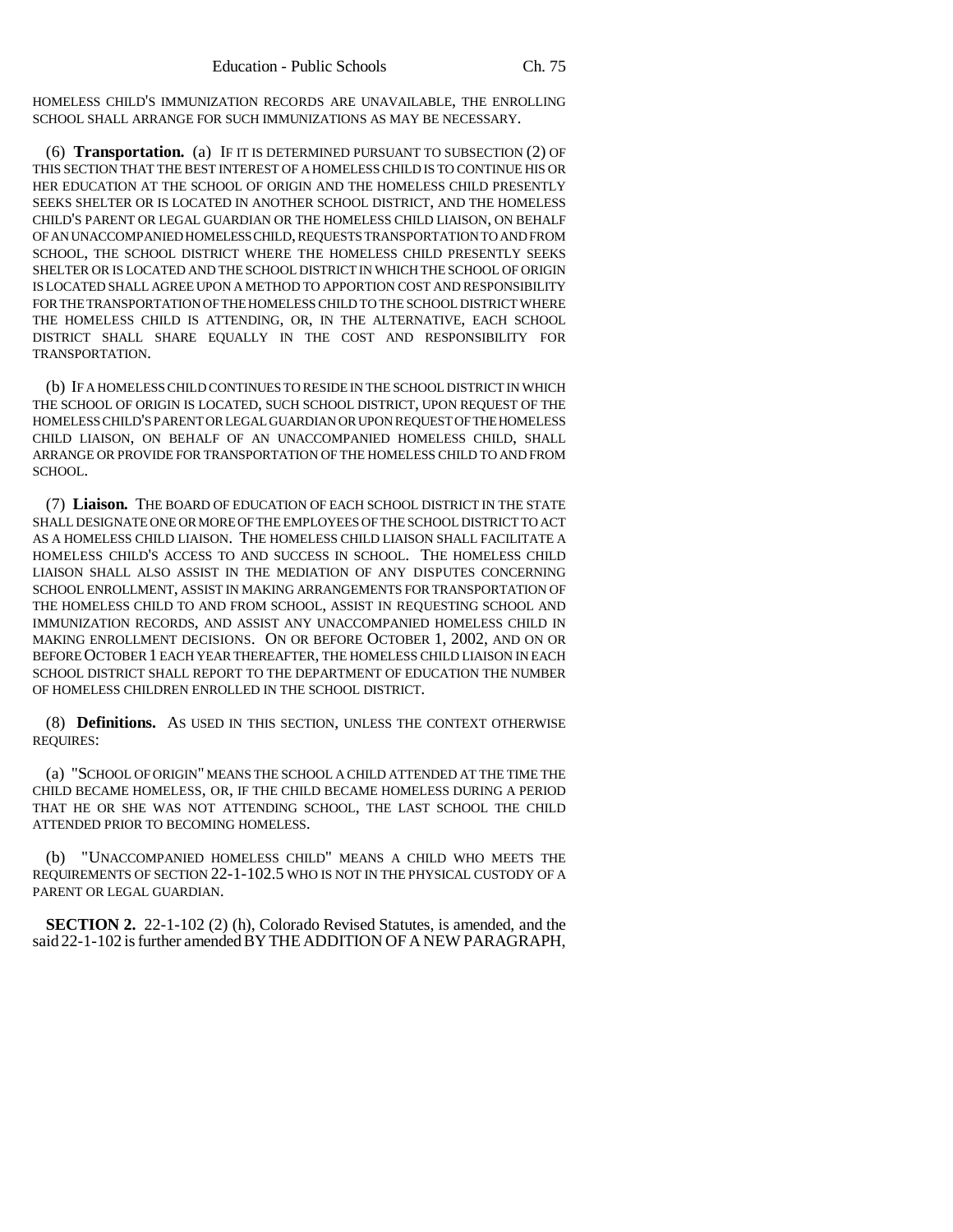HOMELESS CHILD'S IMMUNIZATION RECORDS ARE UNAVAILABLE, THE ENROLLING SCHOOL SHALL ARRANGE FOR SUCH IMMUNIZATIONS AS MAY BE NECESSARY.

(6) **Transportation.** (a) IF IT IS DETERMINED PURSUANT TO SUBSECTION (2) OF THIS SECTION THAT THE BEST INTEREST OF A HOMELESS CHILD IS TO CONTINUE HIS OR HER EDUCATION AT THE SCHOOL OF ORIGIN AND THE HOMELESS CHILD PRESENTLY SEEKS SHELTER OR IS LOCATED IN ANOTHER SCHOOL DISTRICT, AND THE HOMELESS CHILD'S PARENT OR LEGAL GUARDIAN OR THE HOMELESS CHILD LIAISON, ON BEHALF OF AN UNACCOMPANIED HOMELESS CHILD, REQUESTS TRANSPORTATION TO AND FROM SCHOOL, THE SCHOOL DISTRICT WHERE THE HOMELESS CHILD PRESENTLY SEEKS SHELTER OR IS LOCATED AND THE SCHOOL DISTRICT IN WHICH THE SCHOOL OF ORIGIN IS LOCATED SHALL AGREE UPON A METHOD TO APPORTION COST AND RESPONSIBILITY FOR THE TRANSPORTATION OF THE HOMELESS CHILD TO THE SCHOOL DISTRICT WHERE THE HOMELESS CHILD IS ATTENDING, OR, IN THE ALTERNATIVE, EACH SCHOOL DISTRICT SHALL SHARE EQUALLY IN THE COST AND RESPONSIBILITY FOR TRANSPORTATION.

(b) IF A HOMELESS CHILD CONTINUES TO RESIDE IN THE SCHOOL DISTRICT IN WHICH THE SCHOOL OF ORIGIN IS LOCATED, SUCH SCHOOL DISTRICT, UPON REQUEST OF THE HOMELESS CHILD'S PARENT OR LEGAL GUARDIAN OR UPON REQUEST OF THE HOMELESS CHILD LIAISON, ON BEHALF OF AN UNACCOMPANIED HOMELESS CHILD, SHALL ARRANGE OR PROVIDE FOR TRANSPORTATION OF THE HOMELESS CHILD TO AND FROM SCHOOL.

(7) **Liaison.** THE BOARD OF EDUCATION OF EACH SCHOOL DISTRICT IN THE STATE SHALL DESIGNATE ONE OR MORE OF THE EMPLOYEES OF THE SCHOOL DISTRICT TO ACT AS A HOMELESS CHILD LIAISON. THE HOMELESS CHILD LIAISON SHALL FACILITATE A HOMELESS CHILD'S ACCESS TO AND SUCCESS IN SCHOOL. THE HOMELESS CHILD LIAISON SHALL ALSO ASSIST IN THE MEDIATION OF ANY DISPUTES CONCERNING SCHOOL ENROLLMENT, ASSIST IN MAKING ARRANGEMENTS FOR TRANSPORTATION OF THE HOMELESS CHILD TO AND FROM SCHOOL, ASSIST IN REQUESTING SCHOOL AND IMMUNIZATION RECORDS, AND ASSIST ANY UNACCOMPANIED HOMELESS CHILD IN MAKING ENROLLMENT DECISIONS. ON OR BEFORE OCTOBER 1, 2002, AND ON OR BEFORE OCTOBER 1 EACH YEAR THEREAFTER, THE HOMELESS CHILD LIAISON IN EACH SCHOOL DISTRICT SHALL REPORT TO THE DEPARTMENT OF EDUCATION THE NUMBER OF HOMELESS CHILDREN ENROLLED IN THE SCHOOL DISTRICT.

(8) **Definitions.** AS USED IN THIS SECTION, UNLESS THE CONTEXT OTHERWISE REQUIRES:

(a) "SCHOOL OF ORIGIN" MEANS THE SCHOOL A CHILD ATTENDED AT THE TIME THE CHILD BECAME HOMELESS, OR, IF THE CHILD BECAME HOMELESS DURING A PERIOD THAT HE OR SHE WAS NOT ATTENDING SCHOOL, THE LAST SCHOOL THE CHILD ATTENDED PRIOR TO BECOMING HOMELESS.

(b) "UNACCOMPANIED HOMELESS CHILD" MEANS A CHILD WHO MEETS THE REQUIREMENTS OF SECTION 22-1-102.5 WHO IS NOT IN THE PHYSICAL CUSTODY OF A PARENT OR LEGAL GUARDIAN.

**SECTION 2.** 22-1-102 (2) (h), Colorado Revised Statutes, is amended, and the said 22-1-102 is further amended BY THE ADDITION OF A NEW PARAGRAPH,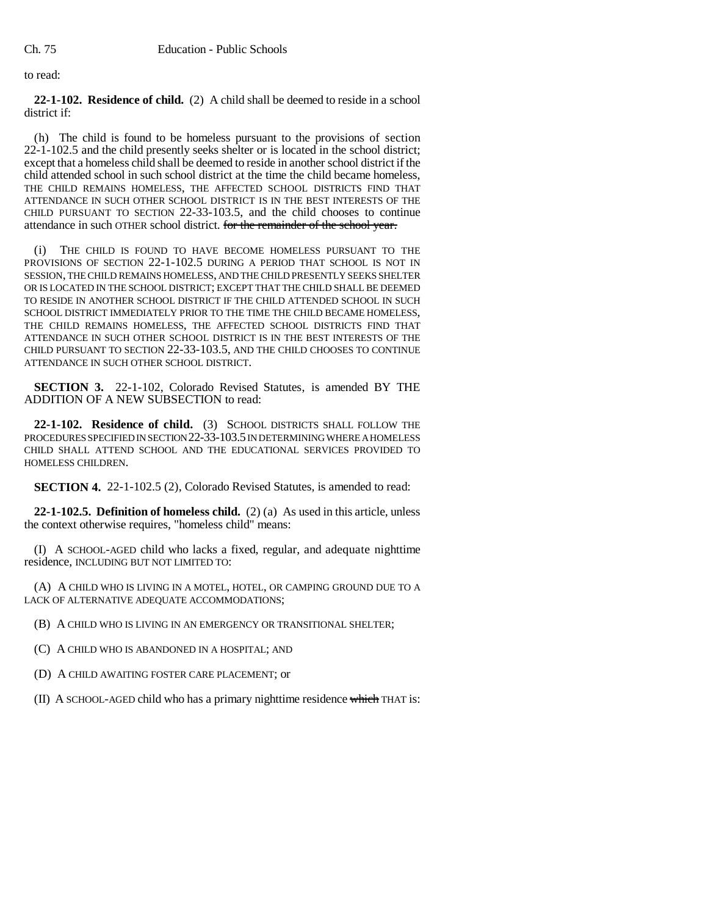to read:

**22-1-102. Residence of child.** (2) A child shall be deemed to reside in a school district if:

(h) The child is found to be homeless pursuant to the provisions of section 22-1-102.5 and the child presently seeks shelter or is located in the school district; except that a homeless child shall be deemed to reside in another school district if the child attended school in such school district at the time the child became homeless, THE CHILD REMAINS HOMELESS, THE AFFECTED SCHOOL DISTRICTS FIND THAT ATTENDANCE IN SUCH OTHER SCHOOL DISTRICT IS IN THE BEST INTERESTS OF THE CHILD PURSUANT TO SECTION 22-33-103.5, and the child chooses to continue attendance in such OTHER school district. ~~for the remainder of the school year.~~

(i) THE CHILD IS FOUND TO HAVE BECOME HOMELESS PURSUANT TO THE PROVISIONS OF SECTION 22-1-102.5 DURING A PERIOD THAT SCHOOL IS NOT IN SESSION, THE CHILD REMAINS HOMELESS, AND THE CHILD PRESENTLY SEEKS SHELTER OR IS LOCATED IN THE SCHOOL DISTRICT; EXCEPT THAT THE CHILD SHALL BE DEEMED TO RESIDE IN ANOTHER SCHOOL DISTRICT IF THE CHILD ATTENDED SCHOOL IN SUCH SCHOOL DISTRICT IMMEDIATELY PRIOR TO THE TIME THE CHILD BECAME HOMELESS, THE CHILD REMAINS HOMELESS, THE AFFECTED SCHOOL DISTRICTS FIND THAT ATTENDANCE IN SUCH OTHER SCHOOL DISTRICT IS IN THE BEST INTERESTS OF THE CHILD PURSUANT TO SECTION 22-33-103.5, AND THE CHILD CHOOSES TO CONTINUE ATTENDANCE IN SUCH OTHER SCHOOL DISTRICT.

**SECTION 3.** 22-1-102, Colorado Revised Statutes, is amended BY THE ADDITION OF A NEW SUBSECTION to read:

**22-1-102. Residence of child.** (3) SCHOOL DISTRICTS SHALL FOLLOW THE PROCEDURES SPECIFIED IN SECTION 22-33-103.5 IN DETERMINING WHERE A HOMELESS CHILD SHALL ATTEND SCHOOL AND THE EDUCATIONAL SERVICES PROVIDED TO HOMELESS CHILDREN.

**SECTION 4.** 22-1-102.5 (2), Colorado Revised Statutes, is amended to read:

**22-1-102.5. Definition of homeless child.** (2) (a) As used in this article, unless the context otherwise requires, "homeless child" means:

(I) A SCHOOL-AGED child who lacks a fixed, regular, and adequate nighttime residence, INCLUDING BUT NOT LIMITED TO:

(A) A CHILD WHO IS LIVING IN A MOTEL, HOTEL, OR CAMPING GROUND DUE TO A LACK OF ALTERNATIVE ADEQUATE ACCOMMODATIONS;

(B) A CHILD WHO IS LIVING IN AN EMERGENCY OR TRANSITIONAL SHELTER;

(C) A CHILD WHO IS ABANDONED IN A HOSPITAL; AND

(D) A CHILD AWAITING FOSTER CARE PLACEMENT; or

(II) A SCHOOL-AGED child who has a primary nighttime residence ~~which~~ THAT is: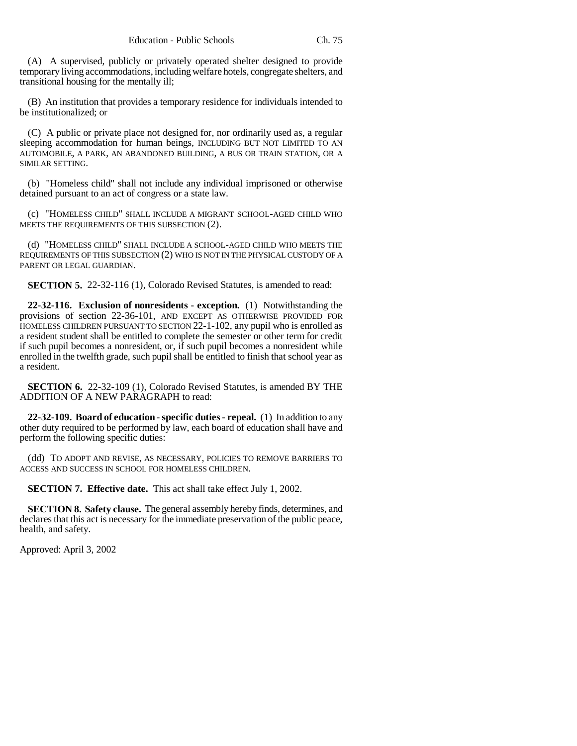(A) A supervised, publicly or privately operated shelter designed to provide temporary living accommodations, including welfare hotels, congregate shelters, and transitional housing for the mentally ill;

(B) An institution that provides a temporary residence for individuals intended to be institutionalized; or

(C) A public or private place not designed for, nor ordinarily used as, a regular sleeping accommodation for human beings, INCLUDING BUT NOT LIMITED TO AN AUTOMOBILE, A PARK, AN ABANDONED BUILDING, A BUS OR TRAIN STATION, OR A SIMILAR SETTING.

(b) "Homeless child" shall not include any individual imprisoned or otherwise detained pursuant to an act of congress or a state law.

(c) "HOMELESS CHILD" SHALL INCLUDE A MIGRANT SCHOOL-AGED CHILD WHO MEETS THE REQUIREMENTS OF THIS SUBSECTION (2).

(d) "HOMELESS CHILD" SHALL INCLUDE A SCHOOL-AGED CHILD WHO MEETS THE REQUIREMENTS OF THIS SUBSECTION (2) WHO IS NOT IN THE PHYSICAL CUSTODY OF A PARENT OR LEGAL GUARDIAN.

**SECTION 5.** 22-32-116 (1), Colorado Revised Statutes, is amended to read:

**22-32-116. Exclusion of nonresidents - exception.** (1) Notwithstanding the provisions of section 22-36-101, AND EXCEPT AS OTHERWISE PROVIDED FOR HOMELESS CHILDREN PURSUANT TO SECTION 22-1-102, any pupil who is enrolled as a resident student shall be entitled to complete the semester or other term for credit if such pupil becomes a nonresident, or, if such pupil becomes a nonresident while enrolled in the twelfth grade, such pupil shall be entitled to finish that school year as a resident.

**SECTION 6.** 22-32-109 (1), Colorado Revised Statutes, is amended BY THE ADDITION OF A NEW PARAGRAPH to read:

**22-32-109. Board of education - specific duties - repeal.** (1) In addition to any other duty required to be performed by law, each board of education shall have and perform the following specific duties:

(dd) TO ADOPT AND REVISE, AS NECESSARY, POLICIES TO REMOVE BARRIERS TO ACCESS AND SUCCESS IN SCHOOL FOR HOMELESS CHILDREN.

**SECTION 7. Effective date.** This act shall take effect July 1, 2002.

**SECTION 8. Safety clause.** The general assembly hereby finds, determines, and declares that this act is necessary for the immediate preservation of the public peace, health, and safety.

Approved: April 3, 2002